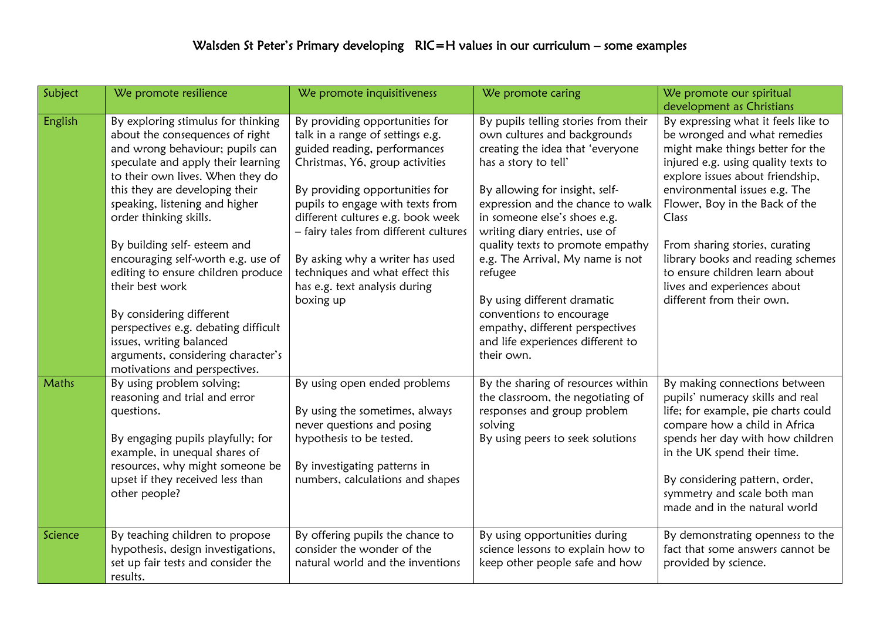# Walsden St Peter's Primary developing RIC=H values in our curriculum – some examples

| Subject | We promote resilience | We promote inquisitiveness | We promote caring | We promote our spiritual development as Christians |
|---|---|---|---|---|
| English | By exploring stimulus for thinking about the consequences of right and wrong behaviour; pupils can speculate and apply their learning to their own lives. When they do this they are developing their speaking, listening and higher order thinking skills.<br><br>By building self- esteem and encouraging self-worth e.g. use of editing to ensure children produce their best work<br><br>By considering different perspectives e.g. debating difficult issues, writing balanced arguments, considering character's motivations and perspectives. | By providing opportunities for talk in a range of settings e.g. guided reading, performances Christmas, Y6, group activities<br><br>By providing opportunities for pupils to engage with texts from different cultures e.g. book week – fairy tales from different cultures<br><br>By asking why a writer has used techniques and what effect this has e.g. text analysis during boxing up | By pupils telling stories from their own cultures and backgrounds creating the idea that 'everyone has a story to tell'<br><br>By allowing for insight, self-expression and the chance to walk in someone else's shoes e.g. writing diary entries, use of quality texts to promote empathy e.g. The Arrival, My name is not refugee<br><br>By using different dramatic conventions to encourage empathy, different perspectives and life experiences different to their own. | By expressing what it feels like to be wronged and what remedies might make things better for the injured e.g. using quality texts to explore issues about friendship, environmental issues e.g. The Flower, Boy in the Back of the Class<br><br>From sharing stories, curating library books and reading schemes to ensure children learn about lives and experiences about different from their own. |
| Maths | By using problem solving; reasoning and trial and error questions.<br><br>By engaging pupils playfully; for example, in unequal shares of resources, why might someone be upset if they received less than other people? | By using open ended problems<br><br>By using the sometimes, always never questions and posing hypothesis to be tested.<br><br>By investigating patterns in numbers, calculations and shapes | By the sharing of resources within the classroom, the negotiating of responses and group problem solving<br>By using peers to seek solutions | By making connections between pupils' numeracy skills and real life; for example, pie charts could compare how a child in Africa spends her day with how children in the UK spend their time.<br><br>By considering pattern, order, symmetry and scale both man made and in the natural world |
| Science | By teaching children to propose hypothesis, design investigations, set up fair tests and consider the results. | By offering pupils the chance to consider the wonder of the natural world and the inventions | By using opportunities during science lessons to explain how to keep other people safe and how | By demonstrating openness to the fact that some answers cannot be provided by science. |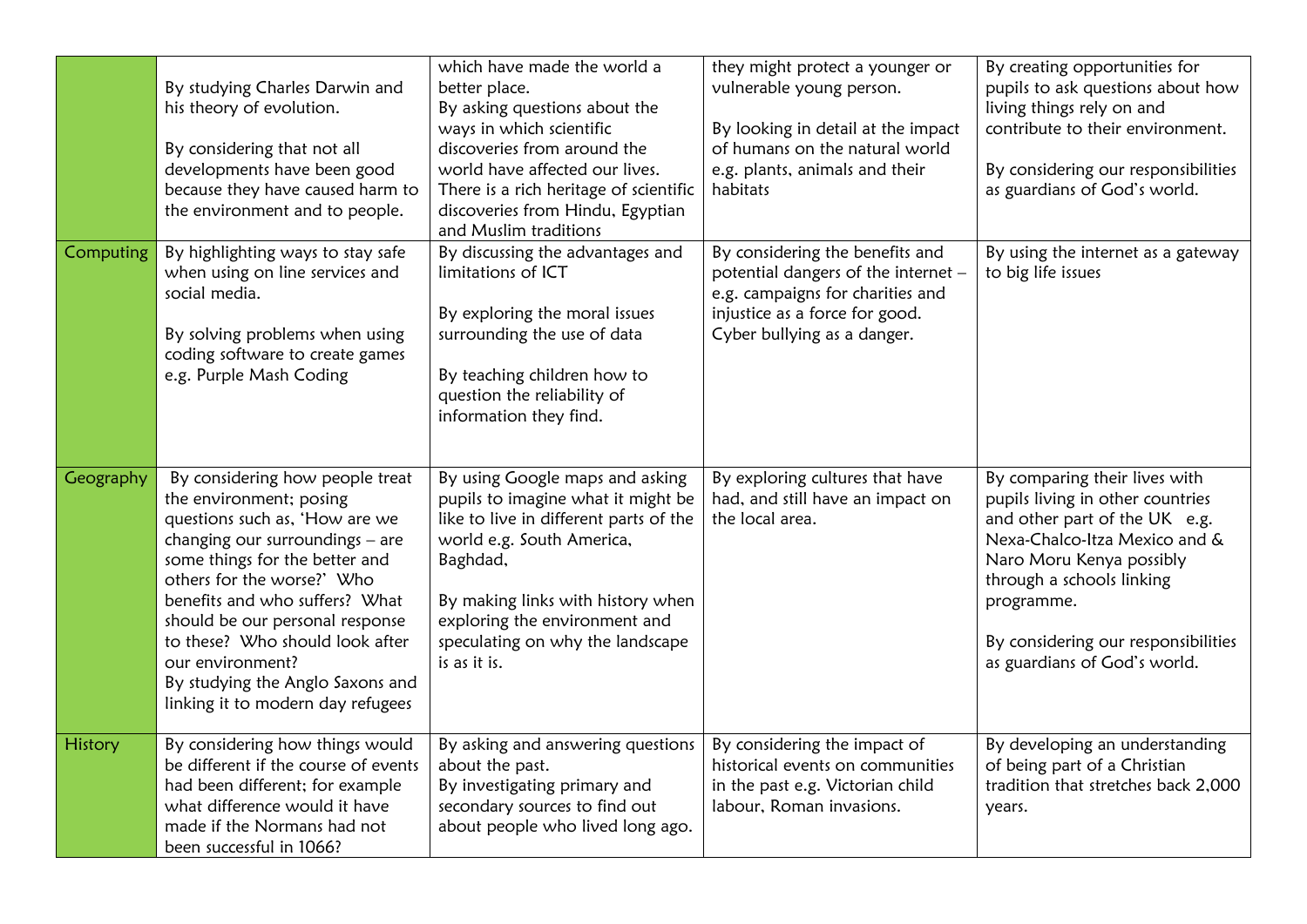| | | | | |
|---|---|---|---|---|
| | By studying Charles Darwin and his theory of evolution.<br><br>By considering that not all developments have been good because they have caused harm to the environment and to people. | which have made the world a better place.<br>By asking questions about the ways in which scientific discoveries from around the world have affected our lives. There is a rich heritage of scientific discoveries from Hindu, Egyptian and Muslim traditions | they might protect a younger or vulnerable young person.<br><br>By looking in detail at the impact of humans on the natural world e.g. plants, animals and their habitats | By creating opportunities for pupils to ask questions about how living things rely on and contribute to their environment.<br><br>By considering our responsibilities as guardians of God's world. |
| Computing | By highlighting ways to stay safe when using on line services and social media.<br><br>By solving problems when using coding software to create games e.g. Purple Mash Coding | By discussing the advantages and limitations of ICT<br><br>By exploring the moral issues surrounding the use of data<br><br>By teaching children how to question the reliability of information they find. | By considering the benefits and potential dangers of the internet – e.g. campaigns for charities and injustice as a force for good. Cyber bullying as a danger. | By using the internet as a gateway to big life issues |
| Geography | By considering how people treat the environment; posing questions such as, 'How are we changing our surroundings – are some things for the better and others for the worse?' Who benefits and who suffers? What should be our personal response to these? Who should look after our environment?<br>By studying the Anglo Saxons and linking it to modern day refugees | By using Google maps and asking pupils to imagine what it might be like to live in different parts of the world e.g. South America, Baghdad,<br><br>By making links with history when exploring the environment and speculating on why the landscape is as it is. | By exploring cultures that have had, and still have an impact on the local area. | By comparing their lives with pupils living in other countries and other part of the UK e.g. Nexa-Chalco-Itza Mexico and & Naro Moru Kenya possibly through a schools linking programme.<br><br>By considering our responsibilities as guardians of God's world. |
| History | By considering how things would be different if the course of events had been different; for example what difference would it have made if the Normans had not been successful in 1066? | By asking and answering questions about the past.<br>By investigating primary and secondary sources to find out about people who lived long ago. | By considering the impact of historical events on communities in the past e.g. Victorian child labour, Roman invasions. | By developing an understanding of being part of a Christian tradition that stretches back 2,000 years. |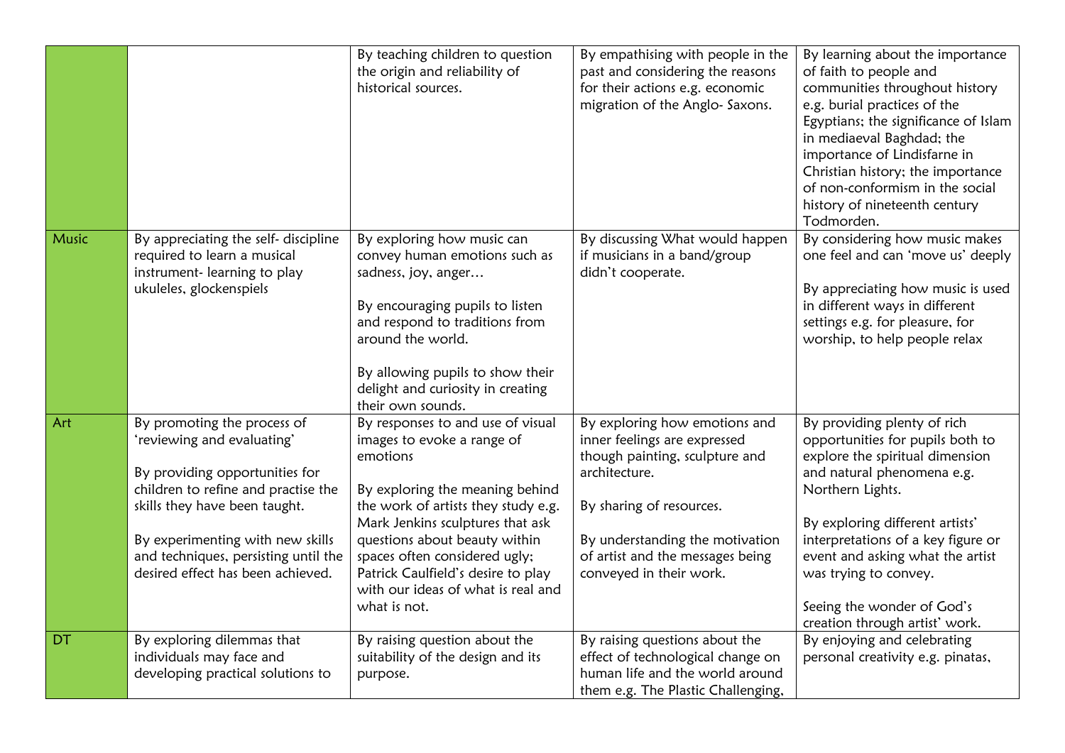| | | | | |
|---|---|---|---|---|
| | | By teaching children to question the origin and reliability of historical sources. | By empathising with people in the past and considering the reasons for their actions e.g. economic migration of the Anglo- Saxons. | By learning about the importance of faith to people and communities throughout history e.g. burial practices of the Egyptians; the significance of Islam in mediaeval Baghdad; the importance of Lindisfarne in Christian history; the importance of non-conformism in the social history of nineteenth century Todmorden. |
| Music | By appreciating the self- discipline required to learn a musical instrument- learning to play ukuleles, glockenspiels | By exploring how music can convey human emotions such as sadness, joy, anger…<br><br>By encouraging pupils to listen and respond to traditions from around the world.<br><br>By allowing pupils to show their delight and curiosity in creating their own sounds. | By discussing What would happen if musicians in a band/group didn't cooperate. | By considering how music makes one feel and can 'move us' deeply<br><br>By appreciating how music is used in different ways in different settings e.g. for pleasure, for worship, to help people relax |
| Art | By promoting the process of 'reviewing and evaluating'<br><br>By providing opportunities for children to refine and practise the skills they have been taught.<br><br>By experimenting with new skills and techniques, persisting until the desired effect has been achieved. | By responses to and use of visual images to evoke a range of emotions<br><br>By exploring the meaning behind the work of artists they study e.g. Mark Jenkins sculptures that ask questions about beauty within spaces often considered ugly; Patrick Caulfield's desire to play with our ideas of what is real and what is not. | By exploring how emotions and inner feelings are expressed though painting, sculpture and architecture.<br><br>By sharing of resources.<br><br>By understanding the motivation of artist and the messages being conveyed in their work. | By providing plenty of rich opportunities for pupils both to explore the spiritual dimension and natural phenomena e.g. Northern Lights.<br><br>By exploring different artists' interpretations of a key figure or event and asking what the artist was trying to convey.<br><br>Seeing the wonder of God's creation through artist' work. |
| DT | By exploring dilemmas that individuals may face and developing practical solutions to | By raising question about the suitability of the design and its purpose. | By raising questions about the effect of technological change on human life and the world around them e.g. The Plastic Challenging, | By enjoying and celebrating personal creativity e.g. pinatas, |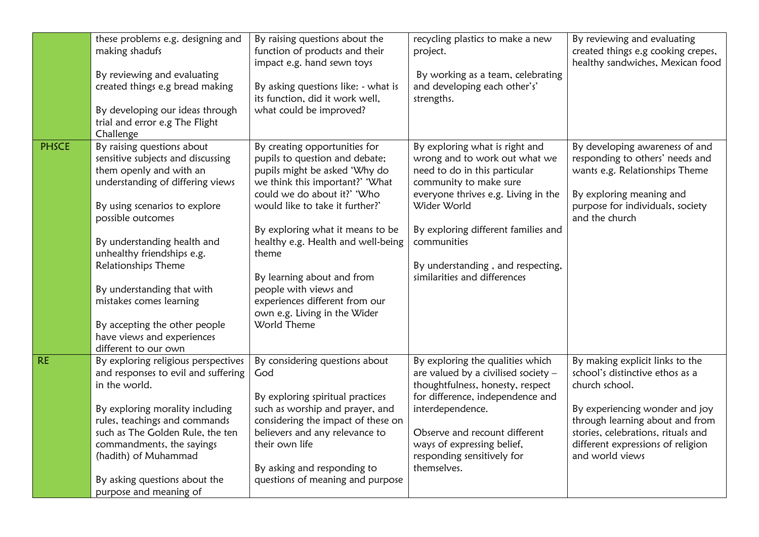| | | | | |
|---|---|---|---|---|
| | these problems e.g. designing and making shadufs<br><br>By reviewing and evaluating created things e.g bread making<br><br>By developing our ideas through trial and error e.g The Flight Challenge | By raising questions about the function of products and their impact e.g. hand sewn toys<br><br>By asking questions like: - what is its function, did it work well, what could be improved? | recycling plastics to make a new project.<br><br>By working as a team, celebrating and developing each other's' strengths. | By reviewing and evaluating created things e.g cooking crepes, healthy sandwiches, Mexican food |
| PHSCE | By raising questions about sensitive subjects and discussing them openly and with an understanding of differing views<br><br>By using scenarios to explore possible outcomes<br><br>By understanding health and unhealthy friendships e.g. Relationships Theme<br><br>By understanding that with mistakes comes learning<br><br>By accepting the other people have views and experiences different to our own | By creating opportunities for pupils to question and debate; pupils might be asked 'Why do we think this important?' 'What could we do about it?' 'Who would like to take it further?'<br><br>By exploring what it means to be healthy e.g. Health and well-being theme<br><br>By learning about and from people with views and experiences different from our own e.g. Living in the Wider World Theme | By exploring what is right and wrong and to work out what we need to do in this particular community to make sure everyone thrives e.g. Living in the Wider World<br><br>By exploring different families and communities<br><br>By understanding , and respecting, similarities and differences | By developing awareness of and responding to others' needs and wants e.g. Relationships Theme<br><br>By exploring meaning and purpose for individuals, society and the church |
| RE | By exploring religious perspectives and responses to evil and suffering in the world.<br><br>By exploring morality including rules, teachings and commands such as The Golden Rule, the ten commandments, the sayings (hadith) of Muhammad<br><br>By asking questions about the purpose and meaning of | By considering questions about God<br><br>By exploring spiritual practices such as worship and prayer, and considering the impact of these on believers and any relevance to their own life<br><br>By asking and responding to questions of meaning and purpose | By exploring the qualities which are valued by a civilised society – thoughtfulness, honesty, respect for difference, independence and interdependence.<br><br>Observe and recount different ways of expressing belief, responding sensitively for themselves. | By making explicit links to the school's distinctive ethos as a church school.<br><br>By experiencing wonder and joy through learning about and from stories, celebrations, rituals and different expressions of religion and world views |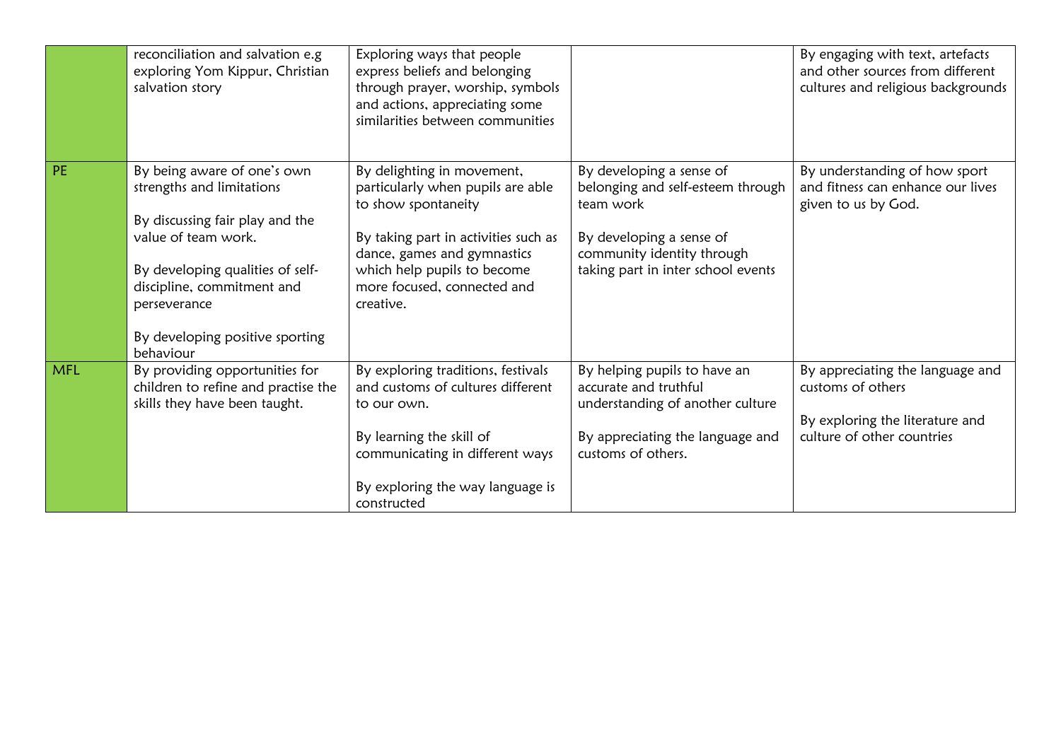| | | | | |
|---|---|---|---|---|
| | reconciliation and salvation e.g exploring Yom Kippur, Christian salvation story | Exploring ways that people express beliefs and belonging through prayer, worship, symbols and actions, appreciating some similarities between communities | | By engaging with text, artefacts and other sources from different cultures and religious backgrounds |
| PE | By being aware of one's own strengths and limitations<br><br>By discussing fair play and the value of team work.<br><br>By developing qualities of self-discipline, commitment and perseverance<br><br>By developing positive sporting behaviour | By delighting in movement, particularly when pupils are able to show spontaneity<br><br>By taking part in activities such as dance, games and gymnastics which help pupils to become more focused, connected and creative. | By developing a sense of belonging and self-esteem through team work<br><br>By developing a sense of community identity through taking part in inter school events | By understanding of how sport and fitness can enhance our lives given to us by God. |
| MFL | By providing opportunities for children to refine and practise the skills they have been taught. | By exploring traditions, festivals and customs of cultures different to our own.<br><br>By learning the skill of communicating in different ways<br><br>By exploring the way language is constructed | By helping pupils to have an accurate and truthful understanding of another culture<br><br>By appreciating the language and customs of others. | By appreciating the language and customs of others<br><br>By exploring the literature and culture of other countries |